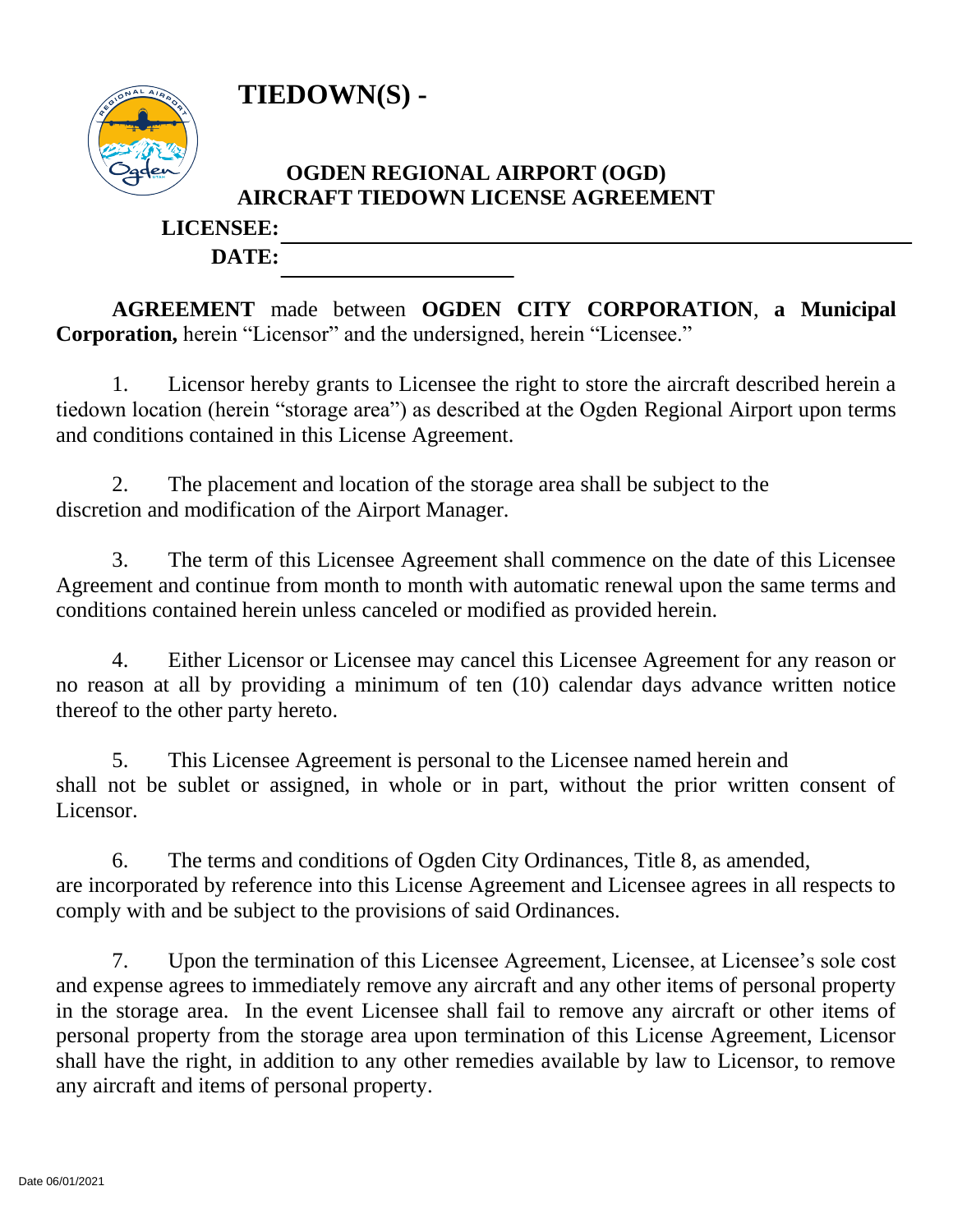# TIEDOWN(S) -

## OGDEN REGIONAL AIRPORT (OGD)
## AIRCRAFT TIEDOWN LICENSE AGREEMENT

**LICENSEE:** ______________________________

**DATE:** ______________

**AGREEMENT** made between **OGDEN CITY CORPORATION**, **a Municipal Corporation,** herein "Licensor" and the undersigned, herein "Licensee."

1. Licensor hereby grants to Licensee the right to store the aircraft described herein a tiedown location (herein "storage area") as described at the Ogden Regional Airport upon terms and conditions contained in this License Agreement.

2. The placement and location of the storage area shall be subject to the discretion and modification of the Airport Manager.

3. The term of this Licensee Agreement shall commence on the date of this Licensee Agreement and continue from month to month with automatic renewal upon the same terms and conditions contained herein unless canceled or modified as provided herein.

4. Either Licensor or Licensee may cancel this Licensee Agreement for any reason or no reason at all by providing a minimum of ten (10) calendar days advance written notice thereof to the other party hereto.

5. This Licensee Agreement is personal to the Licensee named herein and shall not be sublet or assigned, in whole or in part, without the prior written consent of Licensor.

6. The terms and conditions of Ogden City Ordinances, Title 8, as amended, are incorporated by reference into this License Agreement and Licensee agrees in all respects to comply with and be subject to the provisions of said Ordinances.

7. Upon the termination of this Licensee Agreement, Licensee, at Licensee's sole cost and expense agrees to immediately remove any aircraft and any other items of personal property in the storage area. In the event Licensee shall fail to remove any aircraft or other items of personal property from the storage area upon termination of this License Agreement, Licensor shall have the right, in addition to any other remedies available by law to Licensor, to remove any aircraft and items of personal property.

Date 06/01/2021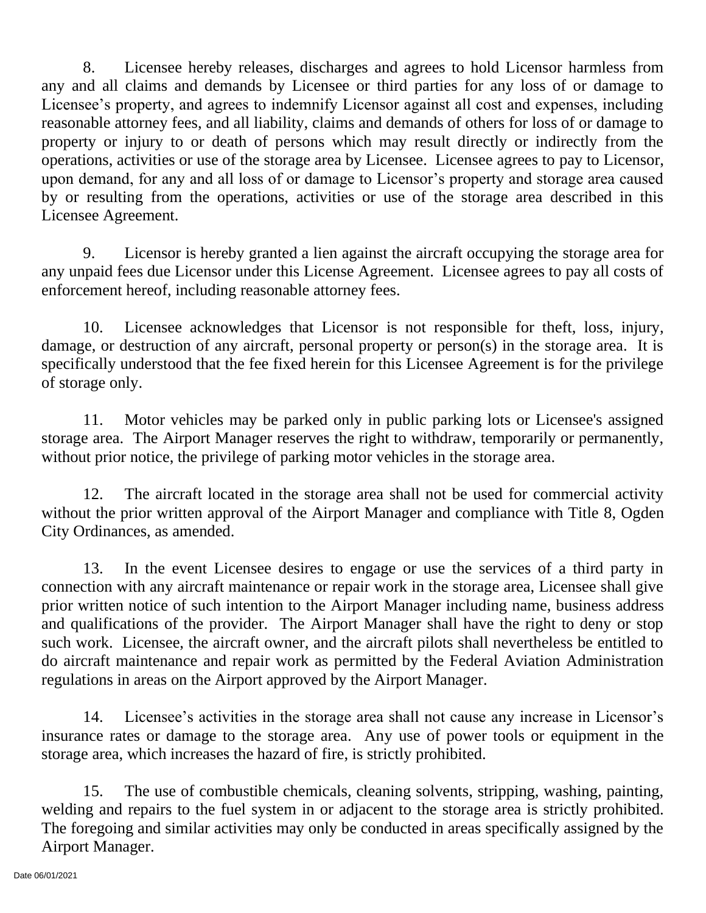8. Licensee hereby releases, discharges and agrees to hold Licensor harmless from any and all claims and demands by Licensee or third parties for any loss of or damage to Licensee's property, and agrees to indemnify Licensor against all cost and expenses, including reasonable attorney fees, and all liability, claims and demands of others for loss of or damage to property or injury to or death of persons which may result directly or indirectly from the operations, activities or use of the storage area by Licensee. Licensee agrees to pay to Licensor, upon demand, for any and all loss of or damage to Licensor's property and storage area caused by or resulting from the operations, activities or use of the storage area described in this Licensee Agreement.

9. Licensor is hereby granted a lien against the aircraft occupying the storage area for any unpaid fees due Licensor under this License Agreement. Licensee agrees to pay all costs of enforcement hereof, including reasonable attorney fees.

10. Licensee acknowledges that Licensor is not responsible for theft, loss, injury, damage, or destruction of any aircraft, personal property or person(s) in the storage area. It is specifically understood that the fee fixed herein for this Licensee Agreement is for the privilege of storage only.

11. Motor vehicles may be parked only in public parking lots or Licensee's assigned storage area. The Airport Manager reserves the right to withdraw, temporarily or permanently, without prior notice, the privilege of parking motor vehicles in the storage area.

12. The aircraft located in the storage area shall not be used for commercial activity without the prior written approval of the Airport Manager and compliance with Title 8, Ogden City Ordinances, as amended.

13. In the event Licensee desires to engage or use the services of a third party in connection with any aircraft maintenance or repair work in the storage area, Licensee shall give prior written notice of such intention to the Airport Manager including name, business address and qualifications of the provider. The Airport Manager shall have the right to deny or stop such work. Licensee, the aircraft owner, and the aircraft pilots shall nevertheless be entitled to do aircraft maintenance and repair work as permitted by the Federal Aviation Administration regulations in areas on the Airport approved by the Airport Manager.

14. Licensee's activities in the storage area shall not cause any increase in Licensor's insurance rates or damage to the storage area. Any use of power tools or equipment in the storage area, which increases the hazard of fire, is strictly prohibited.

15. The use of combustible chemicals, cleaning solvents, stripping, washing, painting, welding and repairs to the fuel system in or adjacent to the storage area is strictly prohibited. The foregoing and similar activities may only be conducted in areas specifically assigned by the Airport Manager.

Date 06/01/2021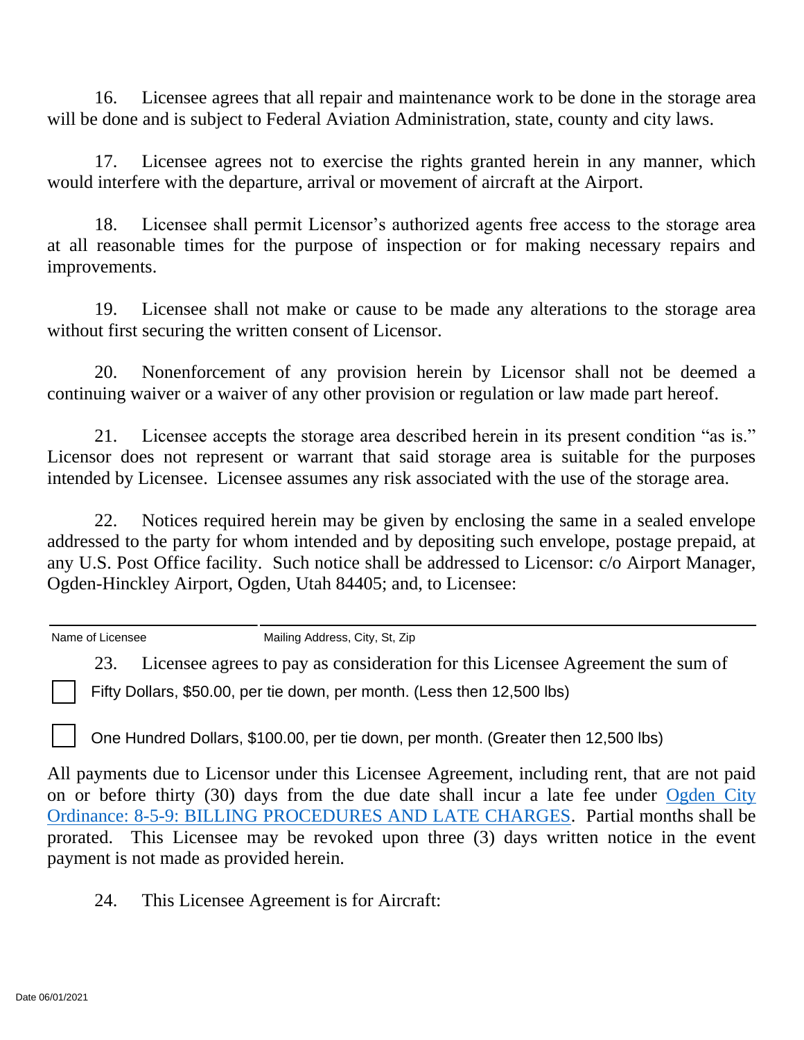16. Licensee agrees that all repair and maintenance work to be done in the storage area will be done and is subject to Federal Aviation Administration, state, county and city laws.

17. Licensee agrees not to exercise the rights granted herein in any manner, which would interfere with the departure, arrival or movement of aircraft at the Airport.

18. Licensee shall permit Licensor's authorized agents free access to the storage area at all reasonable times for the purpose of inspection or for making necessary repairs and improvements.

19. Licensee shall not make or cause to be made any alterations to the storage area without first securing the written consent of Licensor.

20. Nonenforcement of any provision herein by Licensor shall not be deemed a continuing waiver or a waiver of any other provision or regulation or law made part hereof.

21. Licensee accepts the storage area described herein in its present condition "as is." Licensor does not represent or warrant that said storage area is suitable for the purposes intended by Licensee. Licensee assumes any risk associated with the use of the storage area.

22. Notices required herein may be given by enclosing the same in a sealed envelope addressed to the party for whom intended and by depositing such envelope, postage prepaid, at any U.S. Post Office facility. Such notice shall be addressed to Licensor: c/o Airport Manager, Ogden-Hinckley Airport, Ogden, Utah 84405; and, to Licensee:

| Name of Licensee | Mailing Address, City, St, Zip |
|---|---|
| | |

23. Licensee agrees to pay as consideration for this Licensee Agreement the sum of

☐ Fifty Dollars, $50.00, per tie down, per month. (Less then 12,500 lbs)

☐ One Hundred Dollars, $100.00, per tie down, per month. (Greater then 12,500 lbs)

All payments due to Licensor under this Licensee Agreement, including rent, that are not paid on or before thirty (30) days from the due date shall incur a late fee under Ogden City Ordinance: 8-5-9: BILLING PROCEDURES AND LATE CHARGES. Partial months shall be prorated. This Licensee may be revoked upon three (3) days written notice in the event payment is not made as provided herein.

24. This Licensee Agreement is for Aircraft:

Date 06/01/2021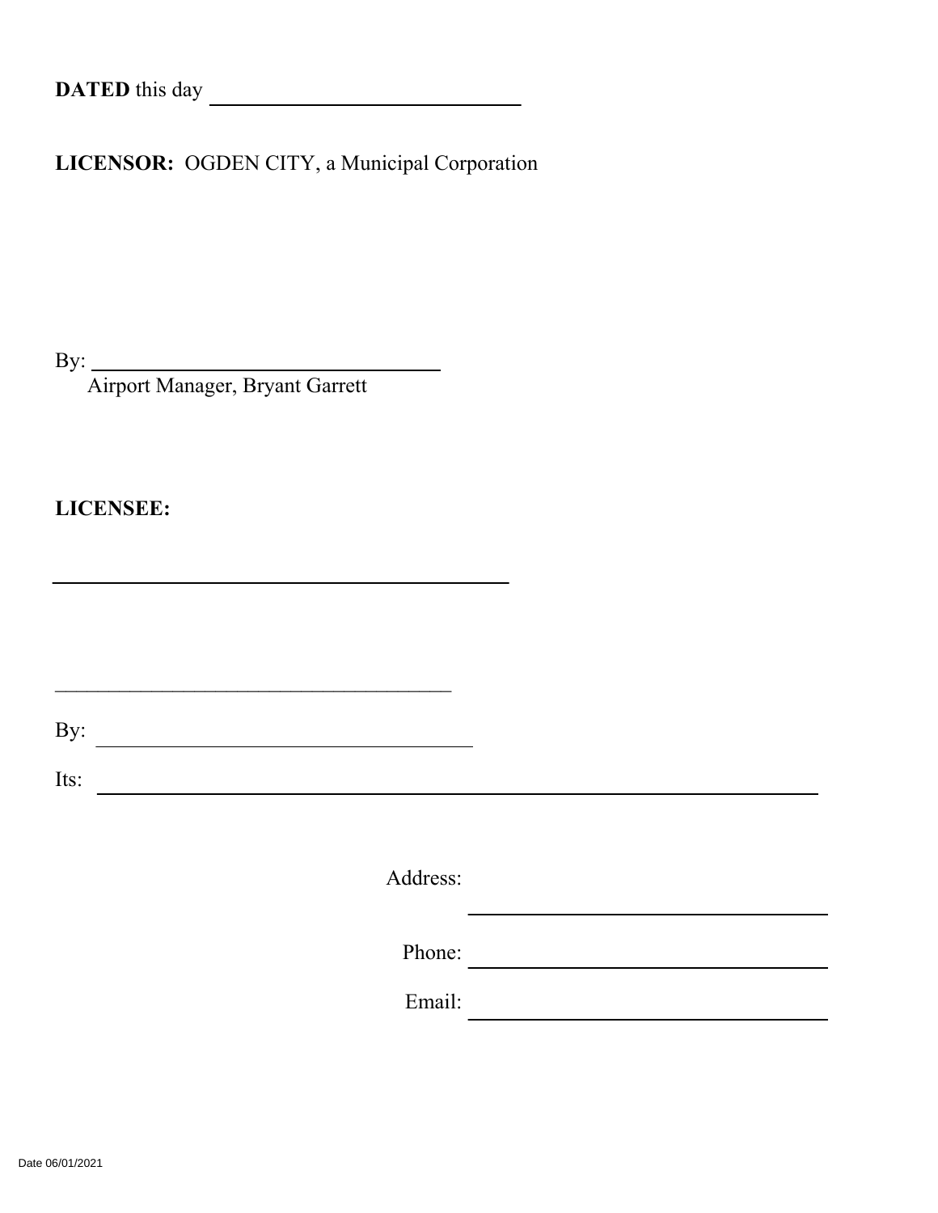**DATED** this day ______________________________

**LICENSOR:** OGDEN CITY, a Municipal Corporation

By: ______________________________
Airport Manager, Bryant Garrett

**LICENSEE:**

____________________________________________

____________________________________________

By: ______________________________

Its: ____________________________________________________________

Address: ______________________________

Phone: ______________________________

Email: ______________________________

Date 06/01/2021